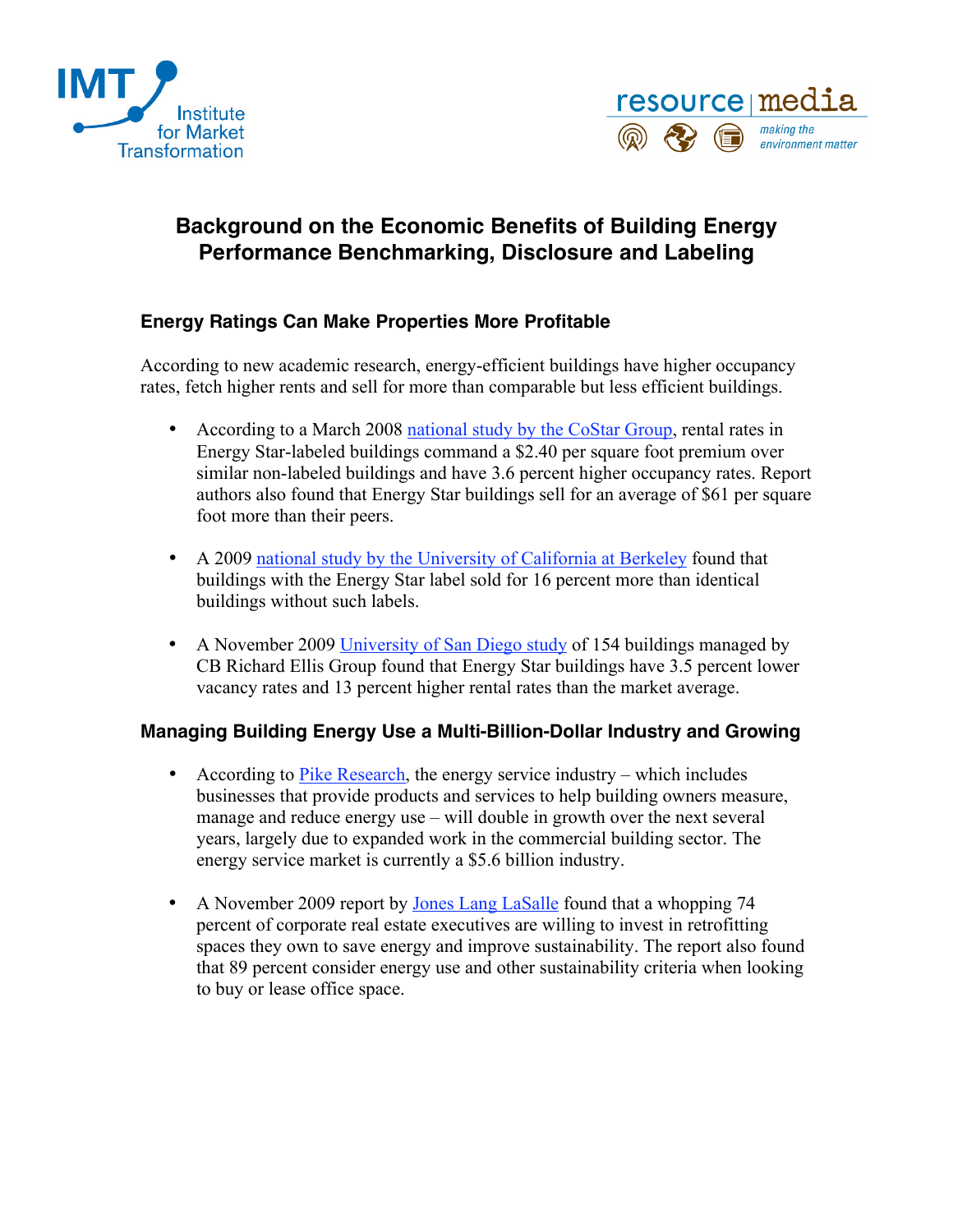IMT Institute for Market Transformation

resource | media — making the environment matter

# Background on the Economic Benefits of Building Energy Performance Benchmarking, Disclosure and Labeling

## Energy Ratings Can Make Properties More Profitable

According to new academic research, energy-efficient buildings have higher occupancy rates, fetch higher rents and sell for more than comparable but less efficient buildings.

- According to a March 2008 national study by the CoStar Group, rental rates in Energy Star-labeled buildings command a $2.40 per square foot premium over similar non-labeled buildings and have 3.6 percent higher occupancy rates. Report authors also found that Energy Star buildings sell for an average of $61 per square foot more than their peers.

- A 2009 national study by the University of California at Berkeley found that buildings with the Energy Star label sold for 16 percent more than identical buildings without such labels.

- A November 2009 University of San Diego study of 154 buildings managed by CB Richard Ellis Group found that Energy Star buildings have 3.5 percent lower vacancy rates and 13 percent higher rental rates than the market average.

## Managing Building Energy Use a Multi-Billion-Dollar Industry and Growing

- According to Pike Research, the energy service industry – which includes businesses that provide products and services to help building owners measure, manage and reduce energy use – will double in growth over the next several years, largely due to expanded work in the commercial building sector. The energy service market is currently a $5.6 billion industry.

- A November 2009 report by Jones Lang LaSalle found that a whopping 74 percent of corporate real estate executives are willing to invest in retrofitting spaces they own to save energy and improve sustainability. The report also found that 89 percent consider energy use and other sustainability criteria when looking to buy or lease office space.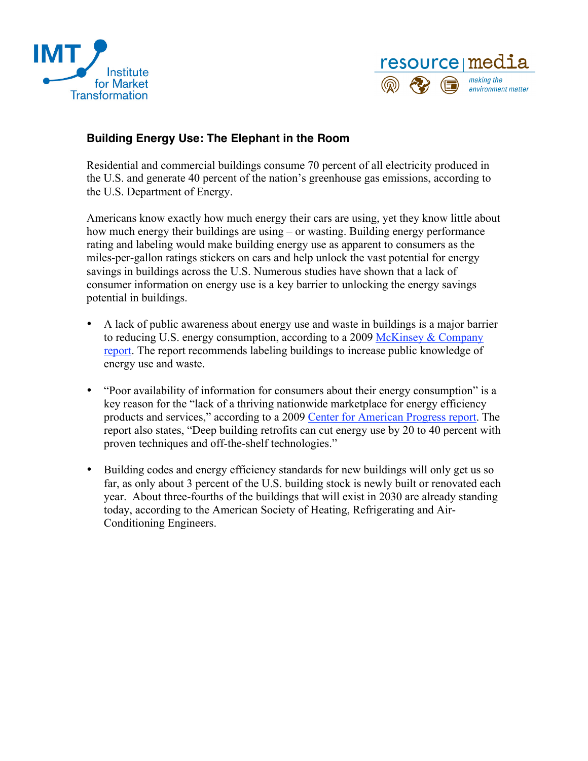IMT Institute for Market Transformation

resource | media — making the environment matter

## Building Energy Use: The Elephant in the Room

Residential and commercial buildings consume 70 percent of all electricity produced in the U.S. and generate 40 percent of the nation's greenhouse gas emissions, according to the U.S. Department of Energy.

Americans know exactly how much energy their cars are using, yet they know little about how much energy their buildings are using – or wasting. Building energy performance rating and labeling would make building energy use as apparent to consumers as the miles-per-gallon ratings stickers on cars and help unlock the vast potential for energy savings in buildings across the U.S. Numerous studies have shown that a lack of consumer information on energy use is a key barrier to unlocking the energy savings potential in buildings.

- A lack of public awareness about energy use and waste in buildings is a major barrier to reducing U.S. energy consumption, according to a 2009 McKinsey & Company report. The report recommends labeling buildings to increase public knowledge of energy use and waste.
- "Poor availability of information for consumers about their energy consumption" is a key reason for the "lack of a thriving nationwide marketplace for energy efficiency products and services," according to a 2009 Center for American Progress report. The report also states, "Deep building retrofits can cut energy use by 20 to 40 percent with proven techniques and off-the-shelf technologies."
- Building codes and energy efficiency standards for new buildings will only get us so far, as only about 3 percent of the U.S. building stock is newly built or renovated each year. About three-fourths of the buildings that will exist in 2030 are already standing today, according to the American Society of Heating, Refrigerating and Air-Conditioning Engineers.